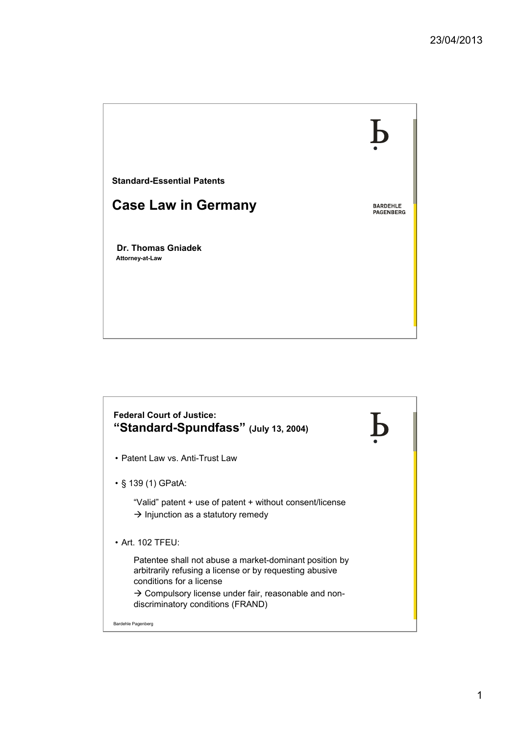## Standard-Essential Patents

# Case Law in Germany

BARDEHLE PAGENBERG

**Dr. Thomas Gniadek**
**Attorney-at-Law**

## Federal Court of Justice: "Standard-Spundfass" (July 13, 2004)

- Patent Law vs. Anti-Trust Law
- § 139 (1) GPatA:

  "Valid" patent + use of patent + without consent/license
  → Injunction as a statutory remedy

- Art. 102 TFEU:

  Patentee shall not abuse a market-dominant position by arbitrarily refusing a license or by requesting abusive conditions for a license
  → Compulsory license under fair, reasonable and non-discriminatory conditions (FRAND)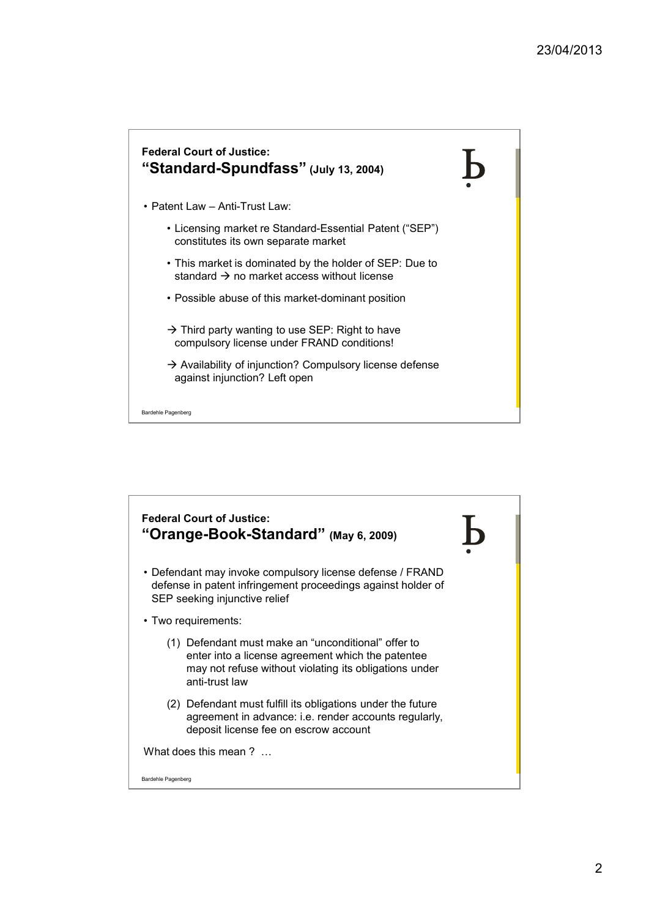## Federal Court of Justice: "Standard-Spundfass" (July 13, 2004)

- Patent Law – Anti-Trust Law:
  - Licensing market re Standard-Essential Patent ("SEP") constitutes its own separate market
  - This market is dominated by the holder of SEP: Due to standard → no market access without license
  - Possible abuse of this market-dominant position
  - → Third party wanting to use SEP: Right to have compulsory license under FRAND conditions!
  - → Availability of injunction? Compulsory license defense against injunction? Left open

Bardehle Pagenberg

## Federal Court of Justice: "Orange-Book-Standard" (May 6, 2009)

- Defendant may invoke compulsory license defense / FRAND defense in patent infringement proceedings against holder of SEP seeking injunctive relief
- Two requirements:
  1. Defendant must make an "unconditional" offer to enter into a license agreement which the patentee may not refuse without violating its obligations under anti-trust law
  2. Defendant must fulfill its obligations under the future agreement in advance: i.e. render accounts regularly, deposit license fee on escrow account

What does this mean ? …

Bardehle Pagenberg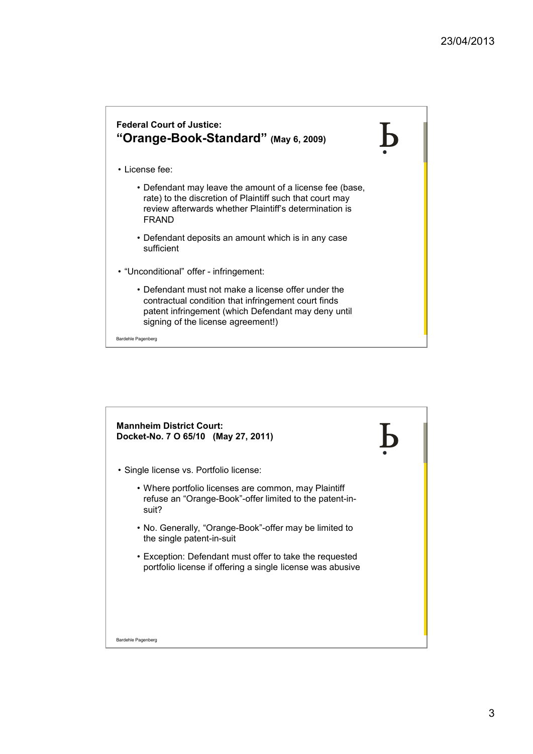## Federal Court of Justice: "Orange-Book-Standard" (May 6, 2009)

- License fee:
  - Defendant may leave the amount of a license fee (base, rate) to the discretion of Plaintiff such that court may review afterwards whether Plaintiff's determination is FRAND
  - Defendant deposits an amount which is in any case sufficient
- "Unconditional" offer - infringement:
  - Defendant must not make a license offer under the contractual condition that infringement court finds patent infringement (which Defendant may deny until signing of the license agreement!)

Bardehle Pagenberg

## Mannheim District Court: Docket-No. 7 O 65/10 (May 27, 2011)

- Single license vs. Portfolio license:
  - Where portfolio licenses are common, may Plaintiff refuse an "Orange-Book"-offer limited to the patent-in-suit?
  - No. Generally, "Orange-Book"-offer may be limited to the single patent-in-suit
  - Exception: Defendant must offer to take the requested portfolio license if offering a single license was abusive

Bardehle Pagenberg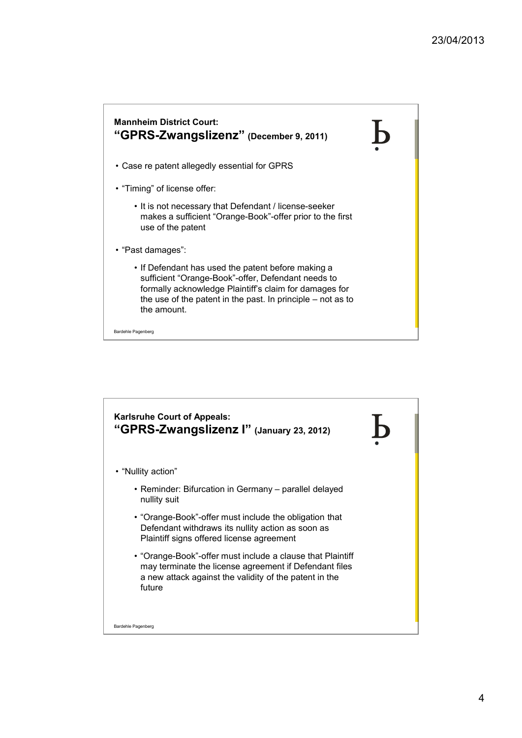## Mannheim District Court: "GPRS-Zwangslizenz" (December 9, 2011)

- Case re patent allegedly essential for GPRS
- "Timing" of license offer:
  - It is not necessary that Defendant / license-seeker makes a sufficient "Orange-Book"-offer prior to the first use of the patent
- "Past damages":
  - If Defendant has used the patent before making a sufficient "Orange-Book"-offer, Defendant needs to formally acknowledge Plaintiff's claim for damages for the use of the patent in the past. In principle – not as to the amount.

Bardehle Pagenberg

## Karlsruhe Court of Appeals: "GPRS-Zwangslizenz I" (January 23, 2012)

- "Nullity action"
  - Reminder: Bifurcation in Germany – parallel delayed nullity suit
  - "Orange-Book"-offer must include the obligation that Defendant withdraws its nullity action as soon as Plaintiff signs offered license agreement
  - "Orange-Book"-offer must include a clause that Plaintiff may terminate the license agreement if Defendant files a new attack against the validity of the patent in the future

Bardehle Pagenberg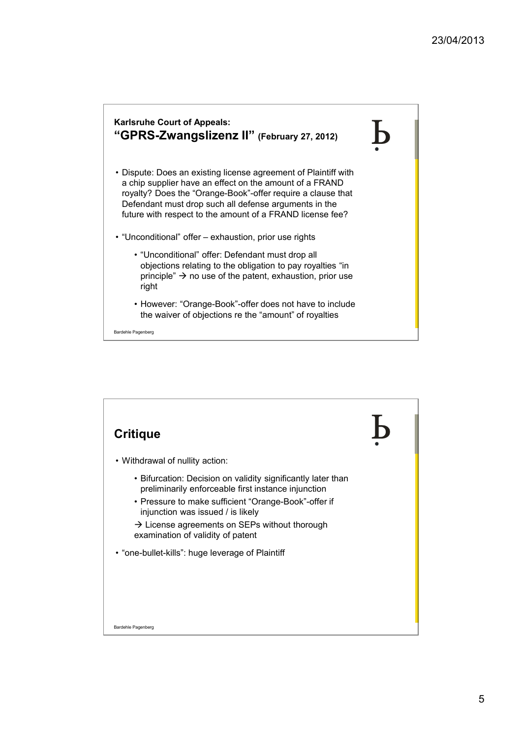## Karlsruhe Court of Appeals: "GPRS-Zwangslizenz II" (February 27, 2012)

- Dispute: Does an existing license agreement of Plaintiff with a chip supplier have an effect on the amount of a FRAND royalty? Does the "Orange-Book"-offer require a clause that Defendant must drop such all defense arguments in the future with respect to the amount of a FRAND license fee?
- "Unconditional" offer – exhaustion, prior use rights
  - "Unconditional" offer: Defendant must drop all objections relating to the obligation to pay royalties "in principle" → no use of the patent, exhaustion, prior use right
  - However: "Orange-Book"-offer does not have to include the waiver of objections re the "amount" of royalties

Bardehle Pagenberg

## Critique

- Withdrawal of nullity action:
  - Bifurcation: Decision on validity significantly later than preliminarily enforceable first instance injunction
  - Pressure to make sufficient "Orange-Book"-offer if injunction was issued / is likely

  → License agreements on SEPs without thorough examination of validity of patent
- "one-bullet-kills": huge leverage of Plaintiff

Bardehle Pagenberg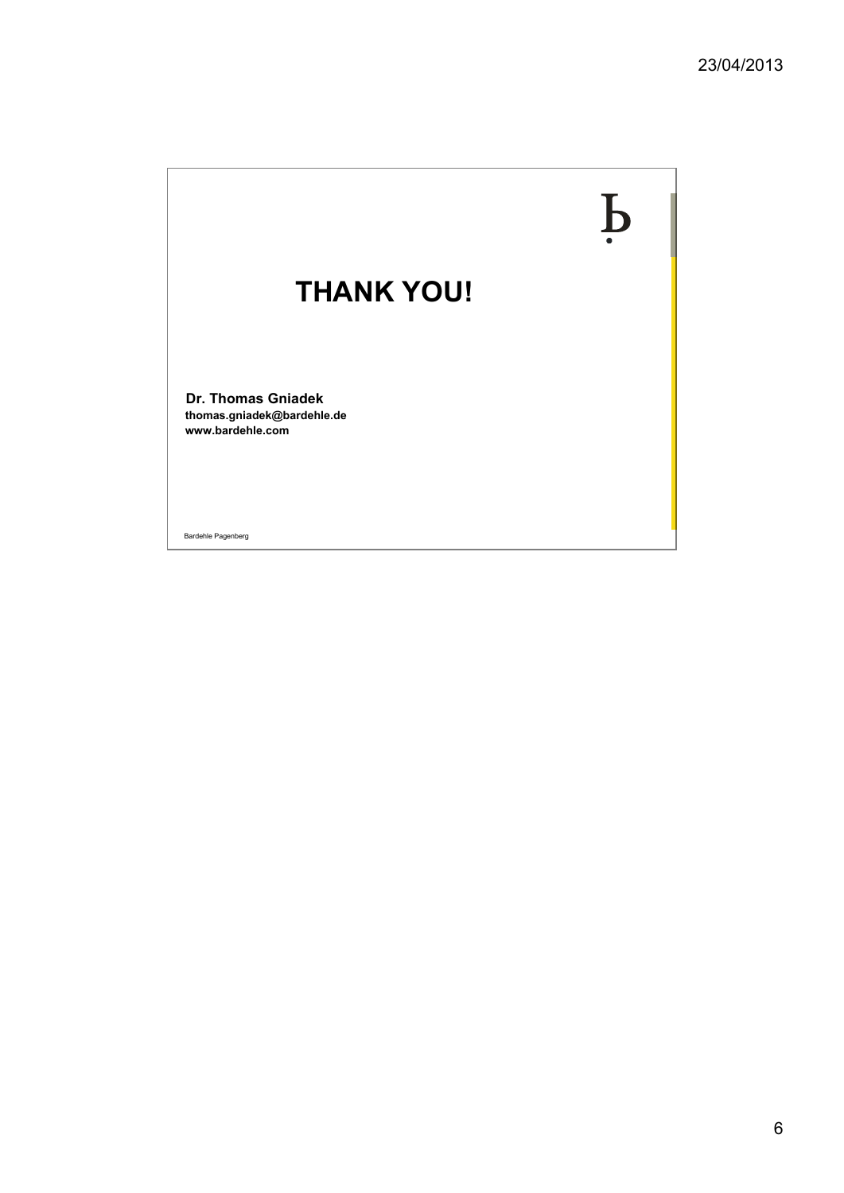# THANK YOU!

**Dr. Thomas Gniadek**
**thomas.gniadek@bardehle.de**
**www.bardehle.com**

Bardehle Pagenberg